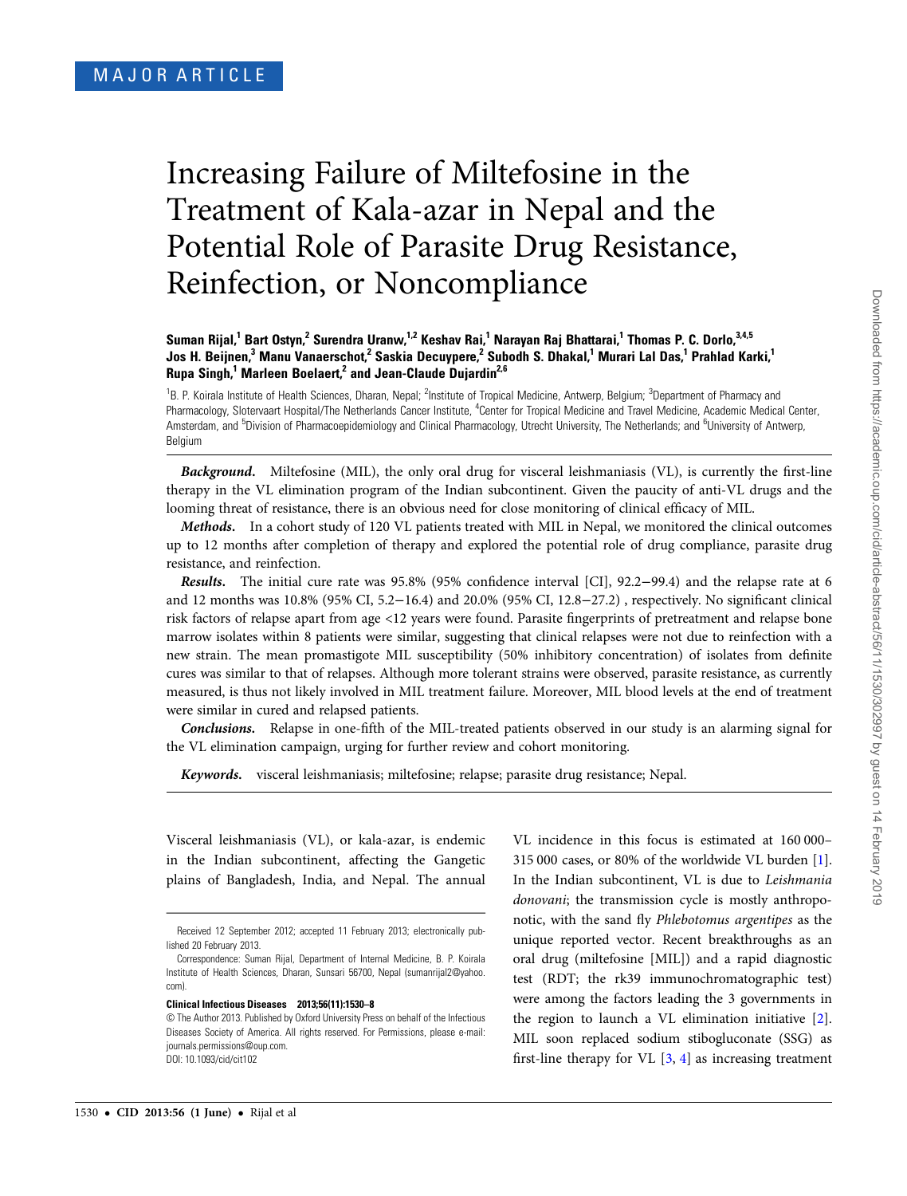MAJOR ARTICLE

# Increasing Failure of Miltefosine in the Treatment of Kala-azar in Nepal and the Potential Role of Parasite Drug Resistance, Reinfection, or Noncompliance

**Suman Rijal,[1] Bart Ostyn,[2] Surendra Uranw,[1,2] Keshav Rai,[1] Narayan Raj Bhattarai,[1] Thomas P. C. Dorlo,[3,4,5] Jos H. Beijnen,[3] Manu Vanaerschot,[2] Saskia Decuypere,[2] Subodh S. Dhakal,[1] Murari Lal Das,[1] Prahlad Karki,[1] Rupa Singh,[1] Marleen Boelaert,[2] and Jean-Claude Dujardin[2,6]**

[1]B. P. Koirala Institute of Health Sciences, Dharan, Nepal; [2]Institute of Tropical Medicine, Antwerp, Belgium; [3]Department of Pharmacy and Pharmacology, Slotervaart Hospital/The Netherlands Cancer Institute, [4]Center for Tropical Medicine and Travel Medicine, Academic Medical Center, Amsterdam, and [5]Division of Pharmacoepidemiology and Clinical Pharmacology, Utrecht University, The Netherlands; and [6]University of Antwerp, Belgium

***Background.*** Miltefosine (MIL), the only oral drug for visceral leishmaniasis (VL), is currently the first-line therapy in the VL elimination program of the Indian subcontinent. Given the paucity of anti-VL drugs and the looming threat of resistance, there is an obvious need for close monitoring of clinical efficacy of MIL.

***Methods.*** In a cohort study of 120 VL patients treated with MIL in Nepal, we monitored the clinical outcomes up to 12 months after completion of therapy and explored the potential role of drug compliance, parasite drug resistance, and reinfection.

***Results.*** The initial cure rate was 95.8% (95% confidence interval [CI], 92.2−99.4) and the relapse rate at 6 and 12 months was 10.8% (95% CI, 5.2−16.4) and 20.0% (95% CI, 12.8−27.2) , respectively. No significant clinical risk factors of relapse apart from age <12 years were found. Parasite fingerprints of pretreatment and relapse bone marrow isolates within 8 patients were similar, suggesting that clinical relapses were not due to reinfection with a new strain. The mean promastigote MIL susceptibility (50% inhibitory concentration) of isolates from definite cures was similar to that of relapses. Although more tolerant strains were observed, parasite resistance, as currently measured, is thus not likely involved in MIL treatment failure. Moreover, MIL blood levels at the end of treatment were similar in cured and relapsed patients.

***Conclusions.*** Relapse in one-fifth of the MIL-treated patients observed in our study is an alarming signal for the VL elimination campaign, urging for further review and cohort monitoring.

***Keywords.*** visceral leishmaniasis; miltefosine; relapse; parasite drug resistance; Nepal.

Visceral leishmaniasis (VL), or kala-azar, is endemic in the Indian subcontinent, affecting the Gangetic plains of Bangladesh, India, and Nepal. The annual VL incidence in this focus is estimated at 160 000–315 000 cases, or 80% of the worldwide VL burden [1]. In the Indian subcontinent, VL is due to *Leishmania donovani*; the transmission cycle is mostly anthroponotic, with the sand fly *Phlebotomus argentipes* as the unique reported vector. Recent breakthroughs as an oral drug (miltefosine [MIL]) and a rapid diagnostic test (RDT; the rk39 immunochromatographic test) were among the factors leading the 3 governments in the region to launch a VL elimination initiative [2]. MIL soon replaced sodium stibogluconate (SSG) as first-line therapy for VL [3, 4] as increasing treatment

Received 12 September 2012; accepted 11 February 2013; electronically published 20 February 2013.

Correspondence: Suman Rijal, Department of Internal Medicine, B. P. Koirala Institute of Health Sciences, Dharan, Sunsari 56700, Nepal (sumanrijal2@yahoo.com).

**Clinical Infectious Diseases 2013;56(11):1530–8**

© The Author 2013. Published by Oxford University Press on behalf of the Infectious Diseases Society of America. All rights reserved. For Permissions, please e-mail: journals.permissions@oup.com.
DOI: 10.1093/cid/cit102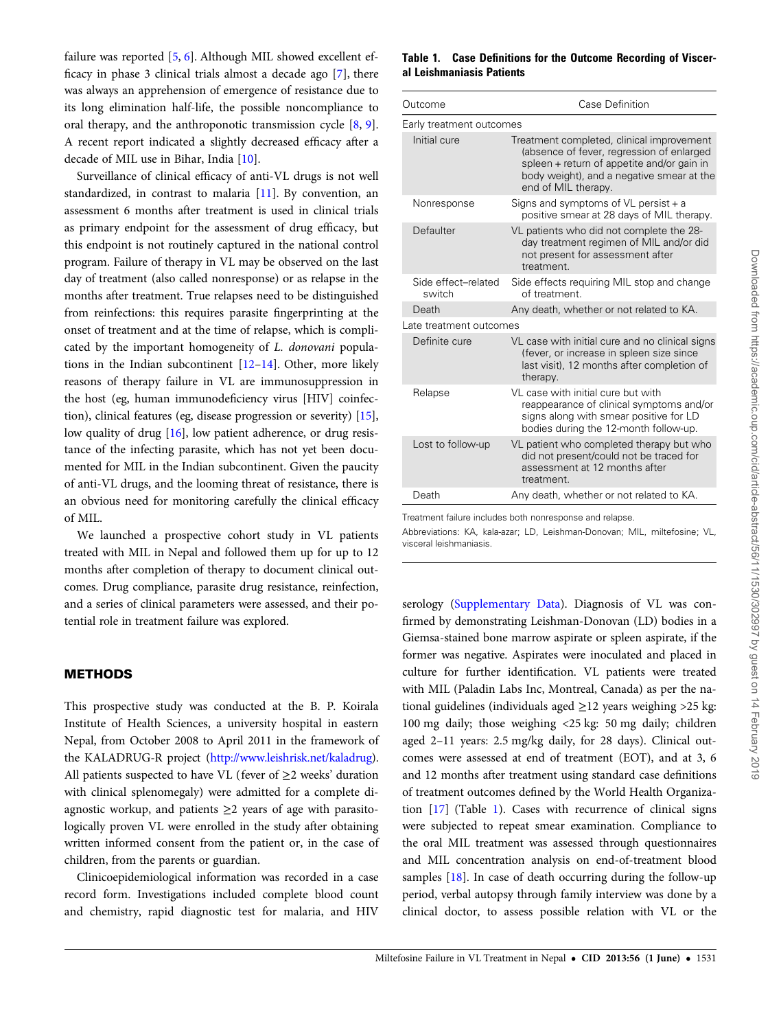failure was reported [5, 6]. Although MIL showed excellent efficacy in phase 3 clinical trials almost a decade ago [7], there was always an apprehension of emergence of resistance due to its long elimination half-life, the possible noncompliance to oral therapy, and the anthroponotic transmission cycle [8, 9]. A recent report indicated a slightly decreased efficacy after a decade of MIL use in Bihar, India [10].

Surveillance of clinical efficacy of anti-VL drugs is not well standardized, in contrast to malaria [11]. By convention, an assessment 6 months after treatment is used in clinical trials as primary endpoint for the assessment of drug efficacy, but this endpoint is not routinely captured in the national control program. Failure of therapy in VL may be observed on the last day of treatment (also called nonresponse) or as relapse in the months after treatment. True relapses need to be distinguished from reinfections: this requires parasite fingerprinting at the onset of treatment and at the time of relapse, which is complicated by the important homogeneity of *L. donovani* populations in the Indian subcontinent [12–14]. Other, more likely reasons of therapy failure in VL are immunosuppression in the host (eg, human immunodeficiency virus [HIV] coinfection), clinical features (eg, disease progression or severity) [15], low quality of drug [16], low patient adherence, or drug resistance of the infecting parasite, which has not yet been documented for MIL in the Indian subcontinent. Given the paucity of anti-VL drugs, and the looming threat of resistance, there is an obvious need for monitoring carefully the clinical efficacy of MIL.

We launched a prospective cohort study in VL patients treated with MIL in Nepal and followed them up for up to 12 months after completion of therapy to document clinical outcomes. Drug compliance, parasite drug resistance, reinfection, and a series of clinical parameters were assessed, and their potential role in treatment failure was explored.

## METHODS

This prospective study was conducted at the B. P. Koirala Institute of Health Sciences, a university hospital in eastern Nepal, from October 2008 to April 2011 in the framework of the KALADRUG-R project (http://www.leishrisk.net/kaladrug). All patients suspected to have VL (fever of ≥2 weeks' duration with clinical splenomegaly) were admitted for a complete diagnostic workup, and patients ≥2 years of age with parasitologically proven VL were enrolled in the study after obtaining written informed consent from the patient or, in the case of children, from the parents or guardian.

Clinicoepidemiological information was recorded in a case record form. Investigations included complete blood count and chemistry, rapid diagnostic test for malaria, and HIV serology (Supplementary Data). Diagnosis of VL was confirmed by demonstrating Leishman-Donovan (LD) bodies in a Giemsa-stained bone marrow aspirate or spleen aspirate, if the former was negative. Aspirates were inoculated and placed in culture for further identification. VL patients were treated with MIL (Paladin Labs Inc, Montreal, Canada) as per the national guidelines (individuals aged ≥12 years weighing >25 kg: 100 mg daily; those weighing <25 kg: 50 mg daily; children aged 2–11 years: 2.5 mg/kg daily, for 28 days). Clinical outcomes were assessed at end of treatment (EOT), and at 3, 6 and 12 months after treatment using standard case definitions of treatment outcomes defined by the World Health Organization [17] (Table 1). Cases with recurrence of clinical signs were subjected to repeat smear examination. Compliance to the oral MIL treatment was assessed through questionnaires and MIL concentration analysis on end-of-treatment blood samples [18]. In case of death occurring during the follow-up period, verbal autopsy through family interview was done by a clinical doctor, to assess possible relation with VL or the

**Table 1. Case Definitions for the Outcome Recording of Visceral Leishmaniasis Patients**

| Outcome | Case Definition |
|---|---|
| **Early treatment outcomes** | |
| Initial cure | Treatment completed, clinical improvement (absence of fever, regression of enlarged spleen + return of appetite and/or gain in body weight), and a negative smear at the end of MIL therapy. |
| Nonresponse | Signs and symptoms of VL persist + a positive smear at 28 days of MIL therapy. |
| Defaulter | VL patients who did not complete the 28-day treatment regimen of MIL and/or did not present for assessment after treatment. |
| Side effect–related switch | Side effects requiring MIL stop and change of treatment. |
| Death | Any death, whether or not related to KA. |
| **Late treatment outcomes** | |
| Definite cure | VL case with initial cure and no clinical signs (fever, or increase in spleen size since last visit), 12 months after completion of therapy. |
| Relapse | VL case with initial cure but with reappearance of clinical symptoms and/or signs along with smear positive for LD bodies during the 12-month follow-up. |
| Lost to follow-up | VL patient who completed therapy but who did not present/could not be traced for assessment at 12 months after treatment. |
| Death | Any death, whether or not related to KA. |

Treatment failure includes both nonresponse and relapse.

Abbreviations: KA, kala-azar; LD, Leishman-Donovan; MIL, miltefosine; VL, visceral leishmaniasis.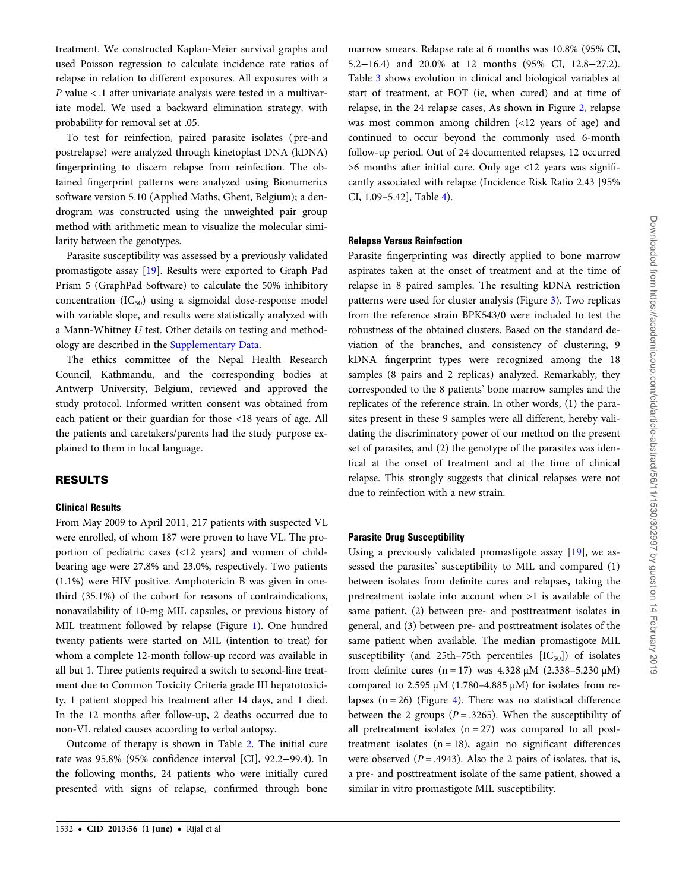treatment. We constructed Kaplan-Meier survival graphs and used Poisson regression to calculate incidence rate ratios of relapse in relation to different exposures. All exposures with a $P$ value < .1 after univariate analysis were tested in a multivariate model. We used a backward elimination strategy, with probability for removal set at .05.

To test for reinfection, paired parasite isolates (pre-and postrelapse) were analyzed through kinetoplast DNA (kDNA) fingerprinting to discern relapse from reinfection. The obtained fingerprint patterns were analyzed using Bionumerics software version 5.10 (Applied Maths, Ghent, Belgium); a dendrogram was constructed using the unweighted pair group method with arithmetic mean to visualize the molecular similarity between the genotypes.

Parasite susceptibility was assessed by a previously validated promastigote assay [19]. Results were exported to Graph Pad Prism 5 (GraphPad Software) to calculate the 50% inhibitory concentration ($IC_{50}$) using a sigmoidal dose-response model with variable slope, and results were statistically analyzed with a Mann-Whitney $U$ test. Other details on testing and methodology are described in the Supplementary Data.

The ethics committee of the Nepal Health Research Council, Kathmandu, and the corresponding bodies at Antwerp University, Belgium, reviewed and approved the study protocol. Informed written consent was obtained from each patient or their guardian for those <18 years of age. All the patients and caretakers/parents had the study purpose explained to them in local language.

## RESULTS

### Clinical Results

From May 2009 to April 2011, 217 patients with suspected VL were enrolled, of whom 187 were proven to have VL. The proportion of pediatric cases (<12 years) and women of childbearing age were 27.8% and 23.0%, respectively. Two patients (1.1%) were HIV positive. Amphotericin B was given in one-third (35.1%) of the cohort for reasons of contraindications, nonavailability of 10-mg MIL capsules, or previous history of MIL treatment followed by relapse (Figure 1). One hundred twenty patients were started on MIL (intention to treat) for whom a complete 12-month follow-up record was available in all but 1. Three patients required a switch to second-line treatment due to Common Toxicity Criteria grade III hepatotoxicity, 1 patient stopped his treatment after 14 days, and 1 died. In the 12 months after follow-up, 2 deaths occurred due to non-VL related causes according to verbal autopsy.

Outcome of therapy is shown in Table 2. The initial cure rate was 95.8% (95% confidence interval [CI], 92.2−99.4). In the following months, 24 patients who were initially cured presented with signs of relapse, confirmed through bone marrow smears. Relapse rate at 6 months was 10.8% (95% CI, 5.2−16.4) and 20.0% at 12 months (95% CI, 12.8−27.2). Table 3 shows evolution in clinical and biological variables at start of treatment, at EOT (ie, when cured) and at time of relapse, in the 24 relapse cases, As shown in Figure 2, relapse was most common among children (<12 years of age) and continued to occur beyond the commonly used 6-month follow-up period. Out of 24 documented relapses, 12 occurred >6 months after initial cure. Only age <12 years was significantly associated with relapse (Incidence Risk Ratio 2.43 [95% CI, 1.09–5.42], Table 4).

### Relapse Versus Reinfection

Parasite fingerprinting was directly applied to bone marrow aspirates taken at the onset of treatment and at the time of relapse in 8 paired samples. The resulting kDNA restriction patterns were used for cluster analysis (Figure 3). Two replicas from the reference strain BPK543/0 were included to test the robustness of the obtained clusters. Based on the standard deviation of the branches, and consistency of clustering, 9 kDNA fingerprint types were recognized among the 18 samples (8 pairs and 2 replicas) analyzed. Remarkably, they corresponded to the 8 patients' bone marrow samples and the replicates of the reference strain. In other words, (1) the parasites present in these 9 samples were all different, hereby validating the discriminatory power of our method on the present set of parasites, and (2) the genotype of the parasites was identical at the onset of treatment and at the time of clinical relapse. This strongly suggests that clinical relapses were not due to reinfection with a new strain.

### Parasite Drug Susceptibility

Using a previously validated promastigote assay [19], we assessed the parasites' susceptibility to MIL and compared (1) between isolates from definite cures and relapses, taking the pretreatment isolate into account when >1 is available of the same patient, (2) between pre- and posttreatment isolates in general, and (3) between pre- and posttreatment isolates of the same patient when available. The median promastigote MIL susceptibility (and 25th–75th percentiles [$IC_{50}$]) of isolates from definite cures (n = 17) was 4.328 µM (2.338–5.230 µM) compared to 2.595 µM (1.780–4.885 µM) for isolates from relapses (n = 26) (Figure 4). There was no statistical difference between the 2 groups ($P$ = .3265). When the susceptibility of all pretreatment isolates (n = 27) was compared to all posttreatment isolates (n = 18), again no significant differences were observed ($P$ = .4943). Also the 2 pairs of isolates, that is, a pre- and posttreatment isolate of the same patient, showed a similar in vitro promastigote MIL susceptibility.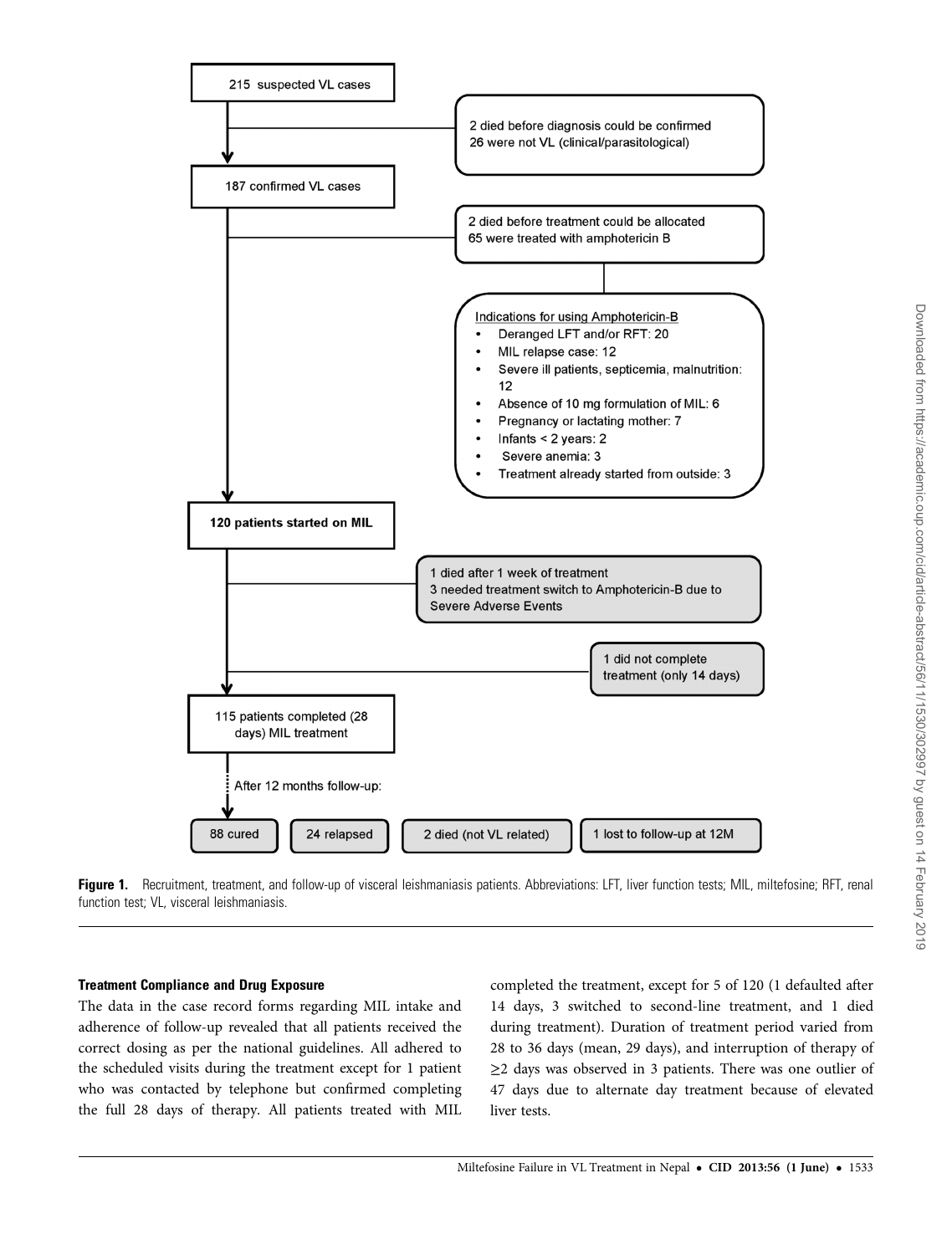215 suspected VL cases

2 died before diagnosis could be confirmed
26 were not VL (clinical/parasitological)

187 confirmed VL cases

2 died before treatment could be allocated
65 were treated with amphotericin B

Indications for using Amphotericin-B
- Deranged LFT and/or RFT: 20
- MIL relapse case: 12
- Severe ill patients, septicemia, malnutrition: 12
- Absence of 10 mg formulation of MIL: 6
- Pregnancy or lactating mother: 7
- Infants < 2 years: 2
- Severe anemia: 3
- Treatment already started from outside: 3

120 patients started on MIL

1 died after 1 week of treatment
3 needed treatment switch to Amphotericin-B due to Severe Adverse Events

1 did not complete treatment (only 14 days)

115 patients completed (28 days) MIL treatment

After 12 months follow-up:

88 cured | 24 relapsed | 2 died (not VL related) | 1 lost to follow-up at 12M

**Figure 1.** Recruitment, treatment, and follow-up of visceral leishmaniasis patients. Abbreviations: LFT, liver function tests; MIL, miltefosine; RFT, renal function test; VL, visceral leishmaniasis.

### Treatment Compliance and Drug Exposure

The data in the case record forms regarding MIL intake and adherence of follow-up revealed that all patients received the correct dosing as per the national guidelines. All adhered to the scheduled visits during the treatment except for 1 patient who was contacted by telephone but confirmed completing the full 28 days of therapy. All patients treated with MIL completed the treatment, except for 5 of 120 (1 defaulted after 14 days, 3 switched to second-line treatment, and 1 died during treatment). Duration of treatment period varied from 28 to 36 days (mean, 29 days), and interruption of therapy of ≥2 days was observed in 3 patients. There was one outlier of 47 days due to alternate day treatment because of elevated liver tests.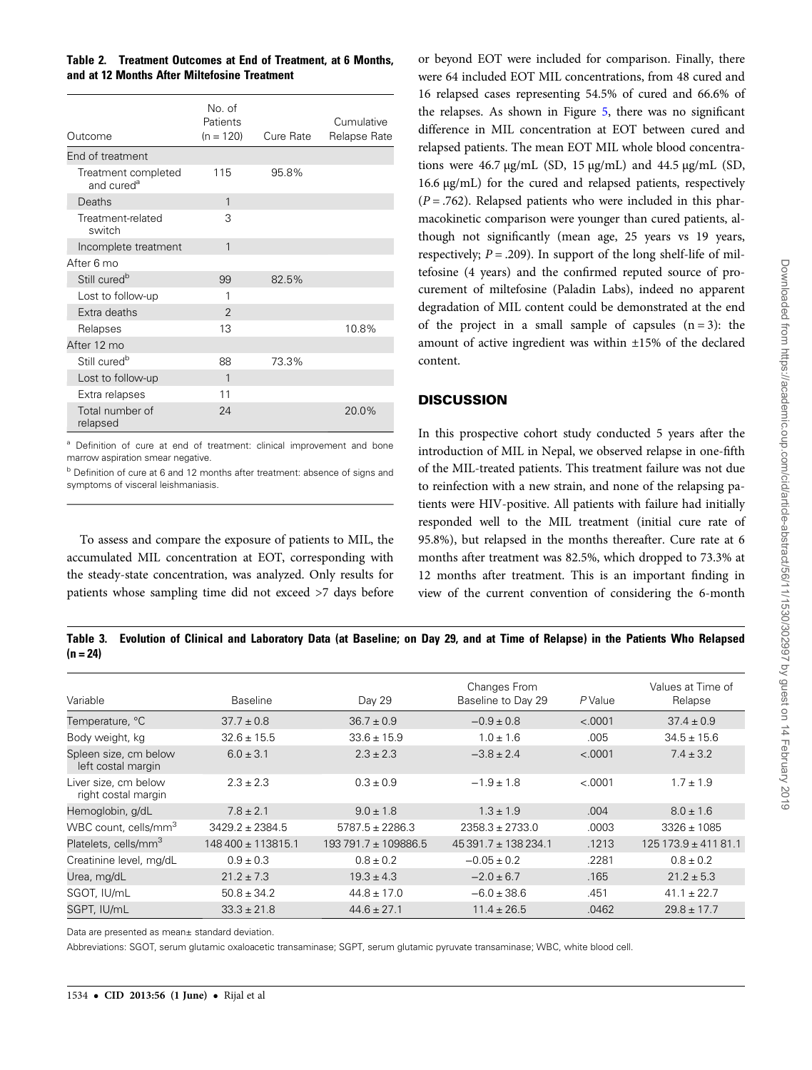**Table 2. Treatment Outcomes at End of Treatment, at 6 Months, and at 12 Months After Miltefosine Treatment**

| Outcome | No. of Patients (n = 120) | Cure Rate | Cumulative Relapse Rate |
|---|---|---|---|
| End of treatment | | | |
| Treatment completed and cured[a] | 115 | 95.8% | |
| Deaths | 1 | | |
| Treatment-related switch | 3 | | |
| Incomplete treatment | 1 | | |
| After 6 mo | | | |
| Still cured[b] | 99 | 82.5% | |
| Lost to follow-up | 1 | | |
| Extra deaths | 2 | | |
| Relapses | 13 | | 10.8% |
| After 12 mo | | | |
| Still cured[b] | 88 | 73.3% | |
| Lost to follow-up | 1 | | |
| Extra relapses | 11 | | |
| Total number of relapsed | 24 | | 20.0% |

[a] Definition of cure at end of treatment: clinical improvement and bone marrow aspiration smear negative.

[b] Definition of cure at 6 and 12 months after treatment: absence of signs and symptoms of visceral leishmaniasis.

To assess and compare the exposure of patients to MIL, the accumulated MIL concentration at EOT, corresponding with the steady-state concentration, was analyzed. Only results for patients whose sampling time did not exceed >7 days before or beyond EOT were included for comparison. Finally, there were 64 included EOT MIL concentrations, from 48 cured and 16 relapsed cases representing 54.5% of cured and 66.6% of the relapses. As shown in Figure 5, there was no significant difference in MIL concentration at EOT between cured and relapsed patients. The mean EOT MIL whole blood concentrations were 46.7 µg/mL (SD, 15 µg/mL) and 44.5 µg/mL (SD, 16.6 µg/mL) for the cured and relapsed patients, respectively ($P = .762$). Relapsed patients who were included in this pharmacokinetic comparison were younger than cured patients, although not significantly (mean age, 25 years vs 19 years, respectively; $P = .209$). In support of the long shelf-life of miltefosine (4 years) and the confirmed reputed source of procurement of miltefosine (Paladin Labs), indeed no apparent degradation of MIL content could be demonstrated at the end of the project in a small sample of capsules (n = 3): the amount of active ingredient was within ±15% of the declared content.

## DISCUSSION

In this prospective cohort study conducted 5 years after the introduction of MIL in Nepal, we observed relapse in one-fifth of the MIL-treated patients. This treatment failure was not due to reinfection with a new strain, and none of the relapsing patients were HIV-positive. All patients with failure had initially responded well to the MIL treatment (initial cure rate of 95.8%), but relapsed in the months thereafter. Cure rate at 6 months after treatment was 82.5%, which dropped to 73.3% at 12 months after treatment. This is an important finding in view of the current convention of considering the 6-month

**Table 3. Evolution of Clinical and Laboratory Data (at Baseline; on Day 29, and at Time of Relapse) in the Patients Who Relapsed (n = 24)**

| Variable | Baseline | Day 29 | Changes From Baseline to Day 29 | P Value | Values at Time of Relapse |
|---|---|---|---|---|---|
| Temperature, °C | 37.7 ± 0.8 | 36.7 ± 0.9 | −0.9 ± 0.8 | <.0001 | 37.4 ± 0.9 |
| Body weight, kg | 32.6 ± 15.5 | 33.6 ± 15.9 | 1.0 ± 1.6 | .005 | 34.5 ± 15.6 |
| Spleen size, cm below left costal margin | 6.0 ± 3.1 | 2.3 ± 2.3 | −3.8 ± 2.4 | <.0001 | 7.4 ± 3.2 |
| Liver size, cm below right costal margin | 2.3 ± 2.3 | 0.3 ± 0.9 | −1.9 ± 1.8 | <.0001 | 1.7 ± 1.9 |
| Hemoglobin, g/dL | 7.8 ± 2.1 | 9.0 ± 1.8 | 1.3 ± 1.9 | .004 | 8.0 ± 1.6 |
| WBC count, cells/mm$^3$ | 3429.2 ± 2384.5 | 5787.5 ± 2286.3 | 2358.3 ± 2733.0 | .0003 | 3326 ± 1085 |
| Platelets, cells/mm$^3$ | 148 400 ± 113815.1 | 193 791.7 ± 109886.5 | 45 391.7 ± 138 234.1 | .1213 | 125 173.9 ± 411 81.1 |
| Creatinine level, mg/dL | 0.9 ± 0.3 | 0.8 ± 0.2 | −0.05 ± 0.2 | .2281 | 0.8 ± 0.2 |
| Urea, mg/dL | 21.2 ± 7.3 | 19.3 ± 4.3 | −2.0 ± 6.7 | .165 | 21.2 ± 5.3 |
| SGOT, IU/mL | 50.8 ± 34.2 | 44.8 ± 17.0 | −6.0 ± 38.6 | .451 | 41.1 ± 22.7 |
| SGPT, IU/mL | 33.3 ± 21.8 | 44.6 ± 27.1 | 11.4 ± 26.5 | .0462 | 29.8 ± 17.7 |

Data are presented as mean± standard deviation.

Abbreviations: SGOT, serum glutamic oxaloacetic transaminase; SGPT, serum glutamic pyruvate transaminase; WBC, white blood cell.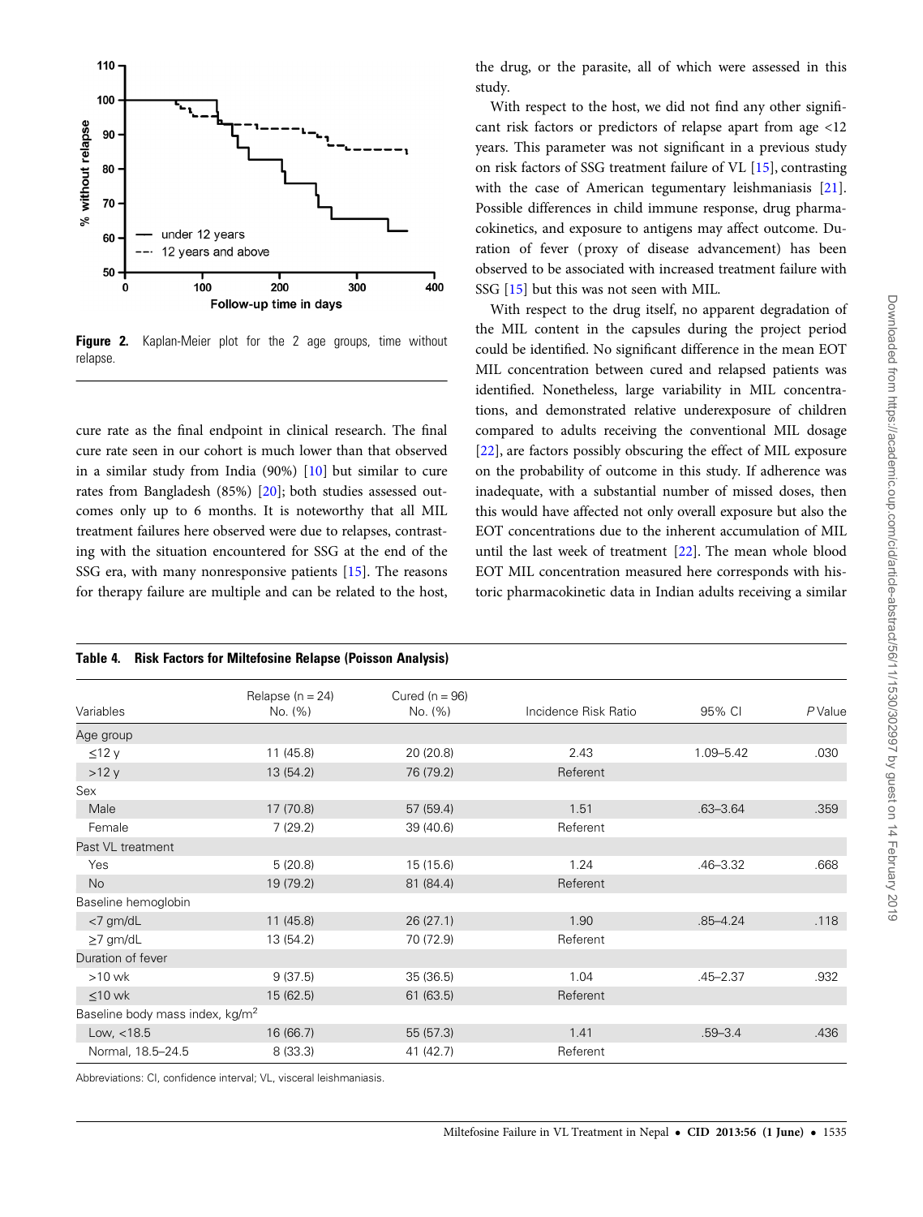Figure 2. Kaplan-Meier plot for the 2 age groups, time without relapse.

cure rate as the final endpoint in clinical research. The final cure rate seen in our cohort is much lower than that observed in a similar study from India (90%) [10] but similar to cure rates from Bangladesh (85%) [20]; both studies assessed outcomes only up to 6 months. It is noteworthy that all MIL treatment failures here observed were due to relapses, contrasting with the situation encountered for SSG at the end of the SSG era, with many nonresponsive patients [15]. The reasons for therapy failure are multiple and can be related to the host, the drug, or the parasite, all of which were assessed in this study.

With respect to the host, we did not find any other significant risk factors or predictors of relapse apart from age <12 years. This parameter was not significant in a previous study on risk factors of SSG treatment failure of VL [15], contrasting with the case of American tegumentary leishmaniasis [21]. Possible differences in child immune response, drug pharmacokinetics, and exposure to antigens may affect outcome. Duration of fever (proxy of disease advancement) has been observed to be associated with increased treatment failure with SSG [15] but this was not seen with MIL.

With respect to the drug itself, no apparent degradation of the MIL content in the capsules during the project period could be identified. No significant difference in the mean EOT MIL concentration between cured and relapsed patients was identified. Nonetheless, large variability in MIL concentrations, and demonstrated relative underexposure of children compared to adults receiving the conventional MIL dosage [22], are factors possibly obscuring the effect of MIL exposure on the probability of outcome in this study. If adherence was inadequate, with a substantial number of missed doses, then this would have affected not only overall exposure but also the EOT concentrations due to the inherent accumulation of MIL until the last week of treatment [22]. The mean whole blood EOT MIL concentration measured here corresponds with historic pharmacokinetic data in Indian adults receiving a similar

**Table 4. Risk Factors for Miltefosine Relapse (Poisson Analysis)**

| Variables | Relapse (n = 24) No. (%) | Cured (n = 96) No. (%) | Incidence Risk Ratio | 95% CI | *P* Value |
|---|---|---|---|---|---|
| Age group | | | | | |
| ≤12 y | 11 (45.8) | 20 (20.8) | 2.43 | 1.09–5.42 | .030 |
| >12 y | 13 (54.2) | 76 (79.2) | Referent | | |
| Sex | | | | | |
| Male | 17 (70.8) | 57 (59.4) | 1.51 | .63–3.64 | .359 |
| Female | 7 (29.2) | 39 (40.6) | Referent | | |
| Past VL treatment | | | | | |
| Yes | 5 (20.8) | 15 (15.6) | 1.24 | .46–3.32 | .668 |
| No | 19 (79.2) | 81 (84.4) | Referent | | |
| Baseline hemoglobin | | | | | |
| <7 gm/dL | 11 (45.8) | 26 (27.1) | 1.90 | .85–4.24 | .118 |
| ≥7 gm/dL | 13 (54.2) | 70 (72.9) | Referent | | |
| Duration of fever | | | | | |
| >10 wk | 9 (37.5) | 35 (36.5) | 1.04 | .45–2.37 | .932 |
| ≤10 wk | 15 (62.5) | 61 (63.5) | Referent | | |
| Baseline body mass index, kg/m$^2$ | | | | | |
| Low, <18.5 | 16 (66.7) | 55 (57.3) | 1.41 | .59–3.4 | .436 |
| Normal, 18.5–24.5 | 8 (33.3) | 41 (42.7) | Referent | | |

Abbreviations: CI, confidence interval; VL, visceral leishmaniasis.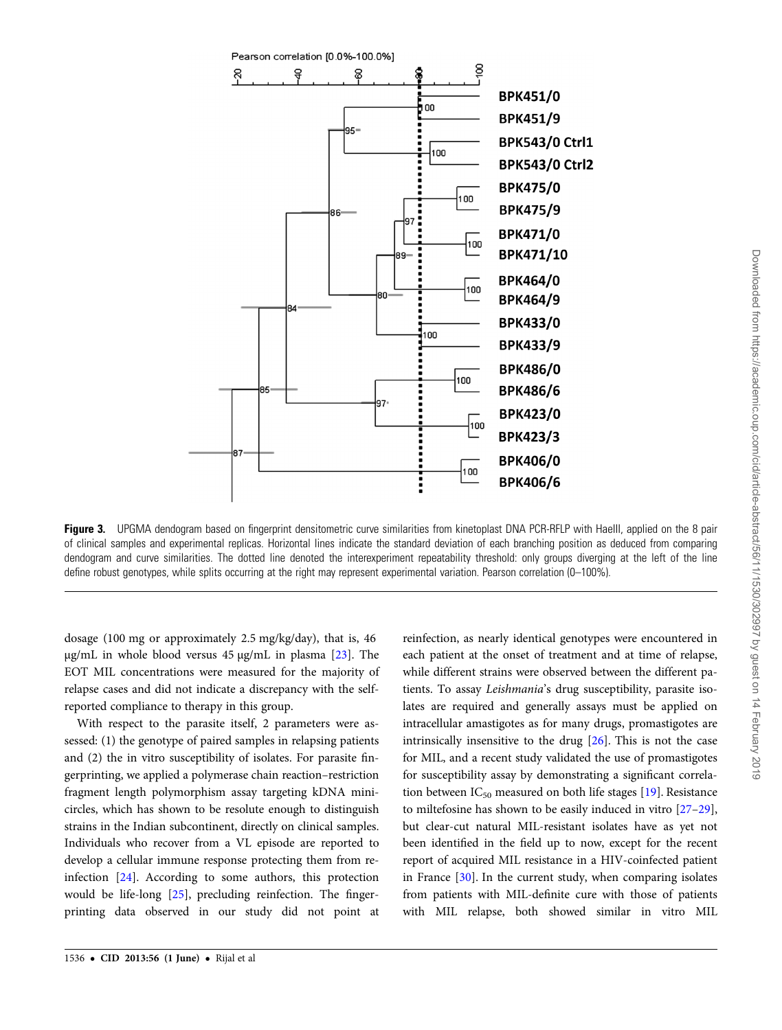**Figure 3.** UPGMA dendogram based on fingerprint densitometric curve similarities from kinetoplast DNA PCR-RFLP with HaeIII, applied on the 8 pair of clinical samples and experimental replicas. Horizontal lines indicate the standard deviation of each branching position as deduced from comparing dendogram and curve similarities. The dotted line denoted the interexperiment repeatability threshold: only groups diverging at the left of the line define robust genotypes, while splits occurring at the right may represent experimental variation. Pearson correlation (0–100%).

dosage (100 mg or approximately 2.5 mg/kg/day), that is, 46 µg/mL in whole blood versus 45 µg/mL in plasma [23]. The EOT MIL concentrations were measured for the majority of relapse cases and did not indicate a discrepancy with the self-reported compliance to therapy in this group.

With respect to the parasite itself, 2 parameters were assessed: (1) the genotype of paired samples in relapsing patients and (2) the in vitro susceptibility of isolates. For parasite fingerprinting, we applied a polymerase chain reaction–restriction fragment length polymorphism assay targeting kDNA minicircles, which has shown to be resolute enough to distinguish strains in the Indian subcontinent, directly on clinical samples. Individuals who recover from a VL episode are reported to develop a cellular immune response protecting them from reinfection [24]. According to some authors, this protection would be life-long [25], precluding reinfection. The fingerprinting data observed in our study did not point at reinfection, as nearly identical genotypes were encountered in each patient at the onset of treatment and at time of relapse, while different strains were observed between the different patients. To assay *Leishmania*'s drug susceptibility, parasite isolates are required and generally assays must be applied on intracellular amastigotes as for many drugs, promastigotes are intrinsically insensitive to the drug [26]. This is not the case for MIL, and a recent study validated the use of promastigotes for susceptibility assay by demonstrating a significant correlation between $IC_{50}$ measured on both life stages [19]. Resistance to miltefosine has shown to be easily induced in vitro [27–29], but clear-cut natural MIL-resistant isolates have as yet not been identified in the field up to now, except for the recent report of acquired MIL resistance in a HIV-coinfected patient in France [30]. In the current study, when comparing isolates from patients with MIL-definite cure with those of patients with MIL relapse, both showed similar in vitro MIL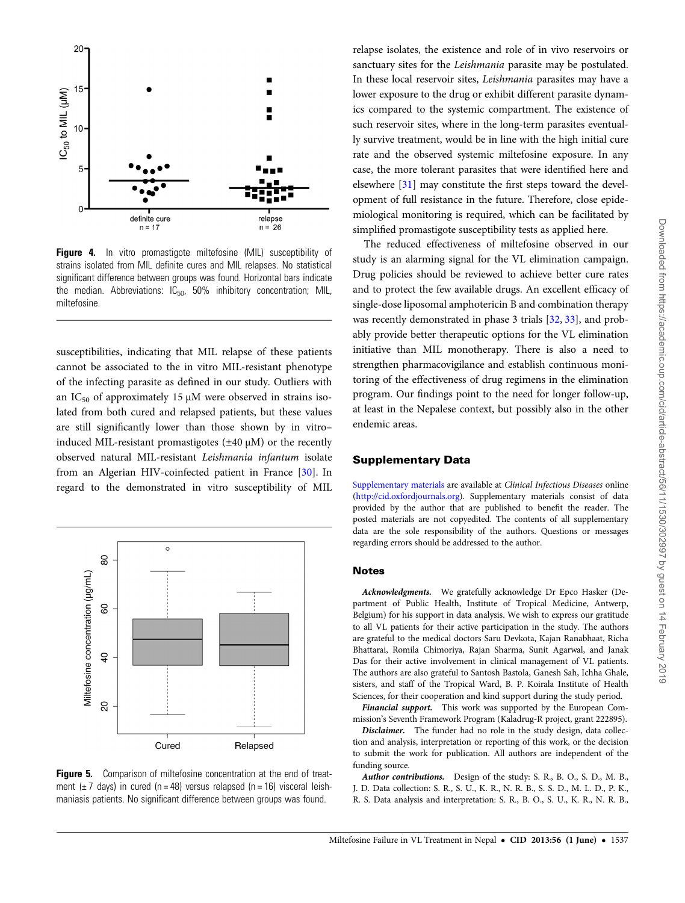**Figure 4.** In vitro promastigote miltefosine (MIL) susceptibility of strains isolated from MIL definite cures and MIL relapses. No statistical significant difference between groups was found. Horizontal bars indicate the median. Abbreviations: $IC_{50}$, 50% inhibitory concentration; MIL, miltefosine.

susceptibilities, indicating that MIL relapse of these patients cannot be associated to the in vitro MIL-resistant phenotype of the infecting parasite as defined in our study. Outliers with an $IC_{50}$ of approximately 15 µM were observed in strains isolated from both cured and relapsed patients, but these values are still significantly lower than those shown by in vitro–induced MIL-resistant promastigotes (±40 µM) or the recently observed natural MIL-resistant *Leishmania infantum* isolate from an Algerian HIV-coinfected patient in France [30]. In regard to the demonstrated in vitro susceptibility of MIL relapse isolates, the existence and role of in vivo reservoirs or sanctuary sites for the *Leishmania* parasite may be postulated. In these local reservoir sites, *Leishmania* parasites may have a lower exposure to the drug or exhibit different parasite dynamics compared to the systemic compartment. The existence of such reservoir sites, where in the long-term parasites eventually survive treatment, would be in line with the high initial cure rate and the observed systemic miltefosine exposure. In any case, the more tolerant parasites that were identified here and elsewhere [31] may constitute the first steps toward the development of full resistance in the future. Therefore, close epidemiological monitoring is required, which can be facilitated by simplified promastigote susceptibility tests as applied here.

The reduced effectiveness of miltefosine observed in our study is an alarming signal for the VL elimination campaign. Drug policies should be reviewed to achieve better cure rates and to protect the few available drugs. An excellent efficacy of single-dose liposomal amphotericin B and combination therapy was recently demonstrated in phase 3 trials [32, 33], and probably provide better therapeutic options for the VL elimination initiative than MIL monotherapy. There is also a need to strengthen pharmacovigilance and establish continuous monitoring of the effectiveness of drug regimens in the elimination program. Our findings point to the need for longer follow-up, at least in the Nepalese context, but possibly also in the other endemic areas.

**Figure 5.** Comparison of miltefosine concentration at the end of treatment (±7 days) in cured (n = 48) versus relapsed (n = 16) visceral leishmaniasis patients. No significant difference between groups was found.

## Supplementary Data

Supplementary materials are available at *Clinical Infectious Diseases* online (http://cid.oxfordjournals.org). Supplementary materials consist of data provided by the author that are published to benefit the reader. The posted materials are not copyedited. The contents of all supplementary data are the sole responsibility of the authors. Questions or messages regarding errors should be addressed to the author.

### Notes

***Acknowledgments.*** We gratefully acknowledge Dr Epco Hasker (Department of Public Health, Institute of Tropical Medicine, Antwerp, Belgium) for his support in data analysis. We wish to express our gratitude to all VL patients for their active participation in the study. The authors are grateful to the medical doctors Saru Devkota, Kajan Ranabhaat, Richa Bhattarai, Romila Chimoriya, Rajan Sharma, Sunit Agarwal, and Janak Das for their active involvement in clinical management of VL patients. The authors are also grateful to Santosh Bastola, Ganesh Sah, Ichha Ghale, sisters, and staff of the Tropical Ward, B. P. Koirala Institute of Health Sciences, for their cooperation and kind support during the study period.

***Financial support.*** This work was supported by the European Commission's Seventh Framework Program (Kaladrug-R project, grant 222895).

***Disclaimer.*** The funder had no role in the study design, data collection and analysis, interpretation or reporting of this work, or the decision to submit the work for publication. All authors are independent of the funding source.

***Author contributions.*** Design of the study: S. R., B. O., S. D., M. B., J. D. Data collection: S. R., S. U., K. R., N. R. B., S. S. D., M. L. D., P. K., R. S. Data analysis and interpretation: S. R., B. O., S. U., K. R., N. R. B.,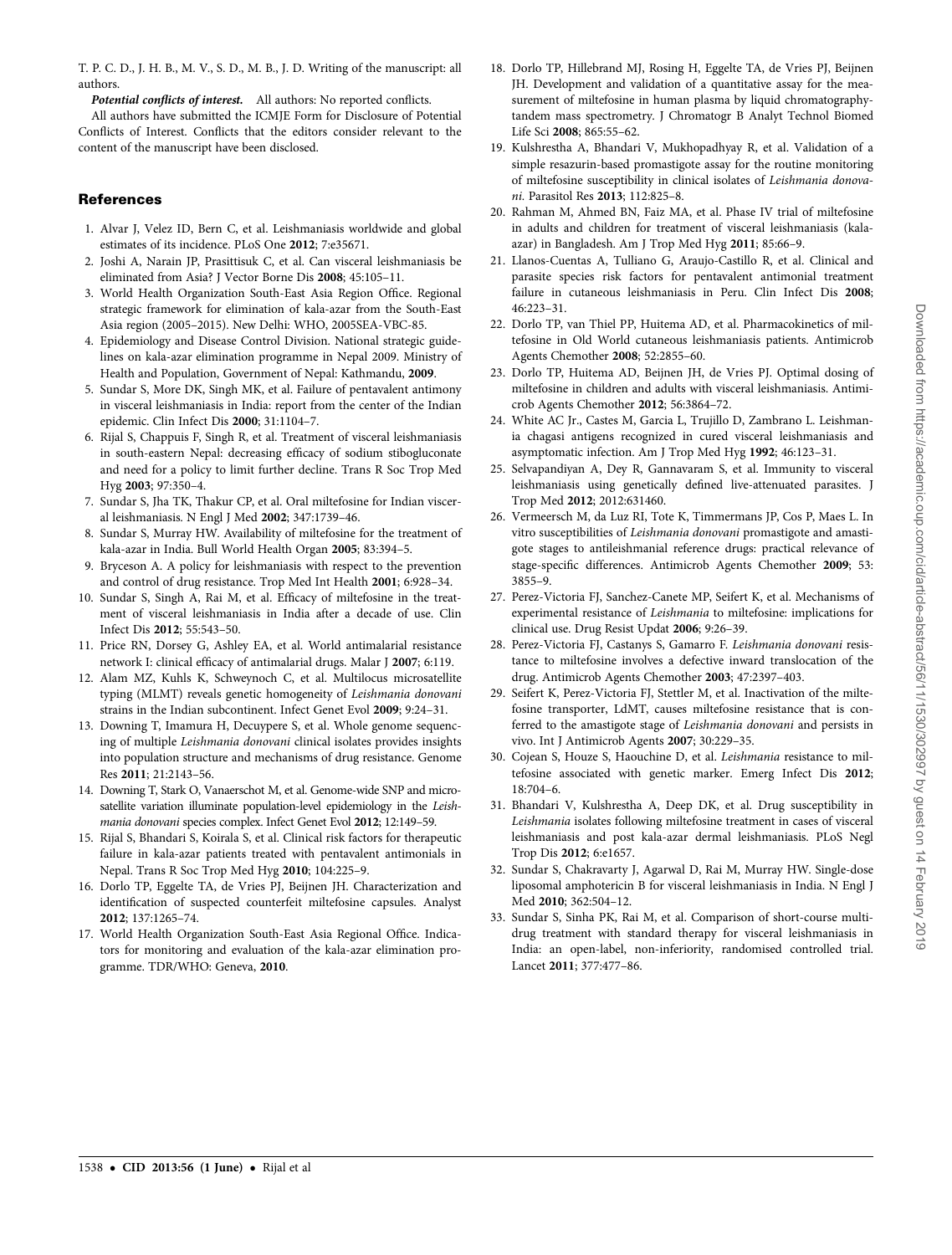T. P. C. D., J. H. B., M. V., S. D., M. B., J. D. Writing of the manuscript: all authors.

***Potential conflicts of interest.*** All authors: No reported conflicts.

All authors have submitted the ICMJE Form for Disclosure of Potential Conflicts of Interest. Conflicts that the editors consider relevant to the content of the manuscript have been disclosed.

## References

1. Alvar J, Velez ID, Bern C, et al. Leishmaniasis worldwide and global estimates of its incidence. PLoS One **2012**; 7:e35671.
2. Joshi A, Narain JP, Prasittisuk C, et al. Can visceral leishmaniasis be eliminated from Asia? J Vector Borne Dis **2008**; 45:105–11.
3. World Health Organization South-East Asia Region Office. Regional strategic framework for elimination of kala-azar from the South-East Asia region (2005–2015). New Delhi: WHO, 2005SEA-VBC-85.
4. Epidemiology and Disease Control Division. National strategic guidelines on kala-azar elimination programme in Nepal 2009. Ministry of Health and Population, Government of Nepal: Kathmandu, **2009**.
5. Sundar S, More DK, Singh MK, et al. Failure of pentavalent antimony in visceral leishmaniasis in India: report from the center of the Indian epidemic. Clin Infect Dis **2000**; 31:1104–7.
6. Rijal S, Chappuis F, Singh R, et al. Treatment of visceral leishmaniasis in south-eastern Nepal: decreasing efficacy of sodium stibogluconate and need for a policy to limit further decline. Trans R Soc Trop Med Hyg **2003**; 97:350–4.
7. Sundar S, Jha TK, Thakur CP, et al. Oral miltefosine for Indian visceral leishmaniasis. N Engl J Med **2002**; 347:1739–46.
8. Sundar S, Murray HW. Availability of miltefosine for the treatment of kala-azar in India. Bull World Health Organ **2005**; 83:394–5.
9. Bryceson A. A policy for leishmaniasis with respect to the prevention and control of drug resistance. Trop Med Int Health **2001**; 6:928–34.
10. Sundar S, Singh A, Rai M, et al. Efficacy of miltefosine in the treatment of visceral leishmaniasis in India after a decade of use. Clin Infect Dis **2012**; 55:543–50.
11. Price RN, Dorsey G, Ashley EA, et al. World antimalarial resistance network I: clinical efficacy of antimalarial drugs. Malar J **2007**; 6:119.
12. Alam MZ, Kuhls K, Schweynoch C, et al. Multilocus microsatellite typing (MLMT) reveals genetic homogeneity of *Leishmania donovani* strains in the Indian subcontinent. Infect Genet Evol **2009**; 9:24–31.
13. Downing T, Imamura H, Decuypere S, et al. Whole genome sequencing of multiple *Leishmania donovani* clinical isolates provides insights into population structure and mechanisms of drug resistance. Genome Res **2011**; 21:2143–56.
14. Downing T, Stark O, Vanaerschot M, et al. Genome-wide SNP and microsatellite variation illuminate population-level epidemiology in the *Leishmania donovani* species complex. Infect Genet Evol **2012**; 12:149–59.
15. Rijal S, Bhandari S, Koirala S, et al. Clinical risk factors for therapeutic failure in kala-azar patients treated with pentavalent antimonials in Nepal. Trans R Soc Trop Med Hyg **2010**; 104:225–9.
16. Dorlo TP, Eggelte TA, de Vries PJ, Beijnen JH. Characterization and identification of suspected counterfeit miltefosine capsules. Analyst **2012**; 137:1265–74.
17. World Health Organization South-East Asia Regional Office. Indicators for monitoring and evaluation of the kala-azar elimination programme. TDR/WHO: Geneva, **2010**.
18. Dorlo TP, Hillebrand MJ, Rosing H, Eggelte TA, de Vries PJ, Beijnen JH. Development and validation of a quantitative assay for the measurement of miltefosine in human plasma by liquid chromatography-tandem mass spectrometry. J Chromatogr B Analyt Technol Biomed Life Sci **2008**; 865:55–62.
19. Kulshrestha A, Bhandari V, Mukhopadhyay R, et al. Validation of a simple resazurin-based promastigote assay for the routine monitoring of miltefosine susceptibility in clinical isolates of *Leishmania donovani.* Parasitol Res **2013**; 112:825–8.
20. Rahman M, Ahmed BN, Faiz MA, et al. Phase IV trial of miltefosine in adults and children for treatment of visceral leishmaniasis (kala-azar) in Bangladesh. Am J Trop Med Hyg **2011**; 85:66–9.
21. Llanos-Cuentas A, Tulliano G, Araujo-Castillo R, et al. Clinical and parasite species risk factors for pentavalent antimonial treatment failure in cutaneous leishmaniasis in Peru. Clin Infect Dis **2008**; 46:223–31.
22. Dorlo TP, van Thiel PP, Huitema AD, et al. Pharmacokinetics of miltefosine in Old World cutaneous leishmaniasis patients. Antimicrob Agents Chemother **2008**; 52:2855–60.
23. Dorlo TP, Huitema AD, Beijnen JH, de Vries PJ. Optimal dosing of miltefosine in children and adults with visceral leishmaniasis. Antimicrob Agents Chemother **2012**; 56:3864–72.
24. White AC Jr., Castes M, Garcia L, Trujillo D, Zambrano L. Leishmania chagasi antigens recognized in cured visceral leishmaniasis and asymptomatic infection. Am J Trop Med Hyg **1992**; 46:123–31.
25. Selvapandiyan A, Dey R, Gannavaram S, et al. Immunity to visceral leishmaniasis using genetically defined live-attenuated parasites. J Trop Med **2012**; 2012:631460.
26. Vermeersch M, da Luz RI, Tote K, Timmermans JP, Cos P, Maes L. In vitro susceptibilities of *Leishmania donovani* promastigote and amastigote stages to antileishmanial reference drugs: practical relevance of stage-specific differences. Antimicrob Agents Chemother **2009**; 53: 3855–9.
27. Perez-Victoria FJ, Sanchez-Canete MP, Seifert K, et al. Mechanisms of experimental resistance of *Leishmania* to miltefosine: implications for clinical use. Drug Resist Updat **2006**; 9:26–39.
28. Perez-Victoria FJ, Castanys S, Gamarro F. *Leishmania donovani* resistance to miltefosine involves a defective inward translocation of the drug. Antimicrob Agents Chemother **2003**; 47:2397–403.
29. Seifert K, Perez-Victoria FJ, Stettler M, et al. Inactivation of the miltefosine transporter, LdMT, causes miltefosine resistance that is conferred to the amastigote stage of *Leishmania donovani* and persists in vivo. Int J Antimicrob Agents **2007**; 30:229–35.
30. Cojean S, Houze S, Haouchine D, et al. *Leishmania* resistance to miltefosine associated with genetic marker. Emerg Infect Dis **2012**; 18:704–6.
31. Bhandari V, Kulshrestha A, Deep DK, et al. Drug susceptibility in *Leishmania* isolates following miltefosine treatment in cases of visceral leishmaniasis and post kala-azar dermal leishmaniasis. PLoS Negl Trop Dis **2012**; 6:e1657.
32. Sundar S, Chakravarty J, Agarwal D, Rai M, Murray HW. Single-dose liposomal amphotericin B for visceral leishmaniasis in India. N Engl J Med **2010**; 362:504–12.
33. Sundar S, Sinha PK, Rai M, et al. Comparison of short-course multidrug treatment with standard therapy for visceral leishmaniasis in India: an open-label, non-inferiority, randomised controlled trial. Lancet **2011**; 377:477–86.